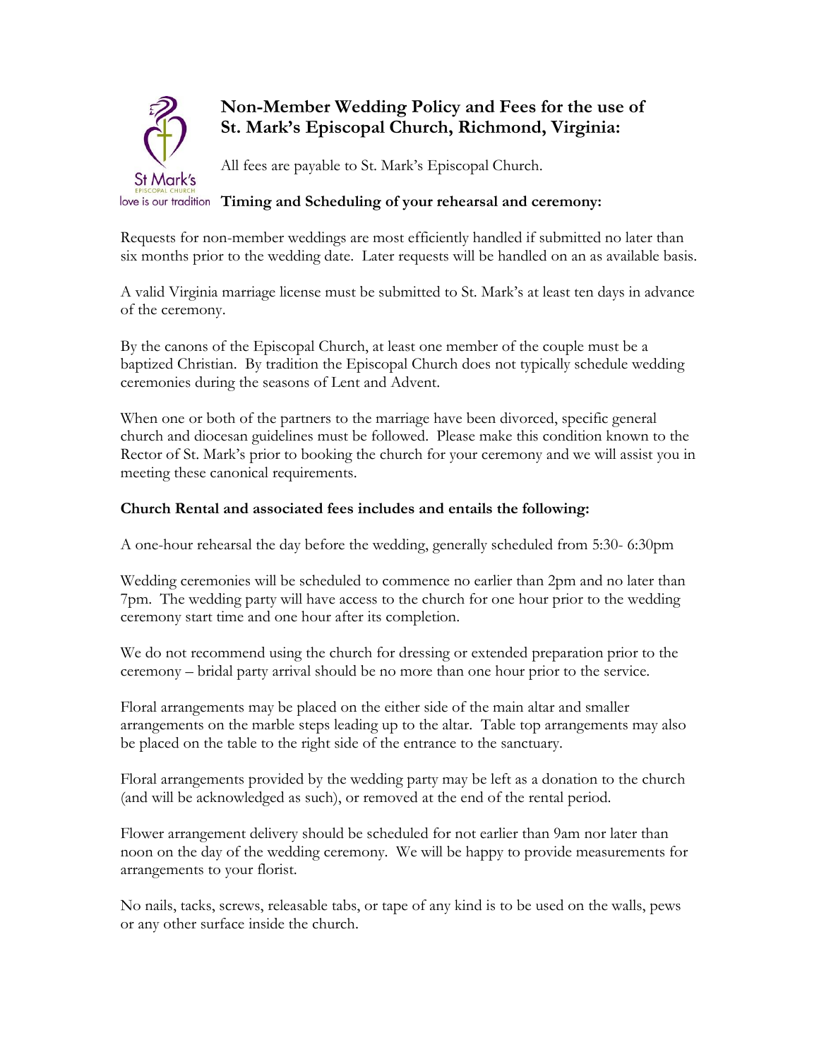# Non-Member Wedding Policy and Fees for the use of St. Mark's Episcopal Church, Richmond, Virginia:

All fees are payable to St. Mark's Episcopal Church.

## Timing and Scheduling of your rehearsal and ceremony:

Requests for non-member weddings are most efficiently handled if submitted no later than six months prior to the wedding date. Later requests will be handled on an as available basis.

A valid Virginia marriage license must be submitted to St. Mark's at least ten days in advance of the ceremony.

By the canons of the Episcopal Church, at least one member of the couple must be a baptized Christian. By tradition the Episcopal Church does not typically schedule wedding ceremonies during the seasons of Lent and Advent.

When one or both of the partners to the marriage have been divorced, specific general church and diocesan guidelines must be followed. Please make this condition known to the Rector of St. Mark's prior to booking the church for your ceremony and we will assist you in meeting these canonical requirements.

## Church Rental and associated fees includes and entails the following:

A one-hour rehearsal the day before the wedding, generally scheduled from 5:30- 6:30pm

Wedding ceremonies will be scheduled to commence no earlier than 2pm and no later than 7pm. The wedding party will have access to the church for one hour prior to the wedding ceremony start time and one hour after its completion.

We do not recommend using the church for dressing or extended preparation prior to the ceremony – bridal party arrival should be no more than one hour prior to the service.

Floral arrangements may be placed on the either side of the main altar and smaller arrangements on the marble steps leading up to the altar. Table top arrangements may also be placed on the table to the right side of the entrance to the sanctuary.

Floral arrangements provided by the wedding party may be left as a donation to the church (and will be acknowledged as such), or removed at the end of the rental period.

Flower arrangement delivery should be scheduled for not earlier than 9am nor later than noon on the day of the wedding ceremony. We will be happy to provide measurements for arrangements to your florist.

No nails, tacks, screws, releasable tabs, or tape of any kind is to be used on the walls, pews or any other surface inside the church.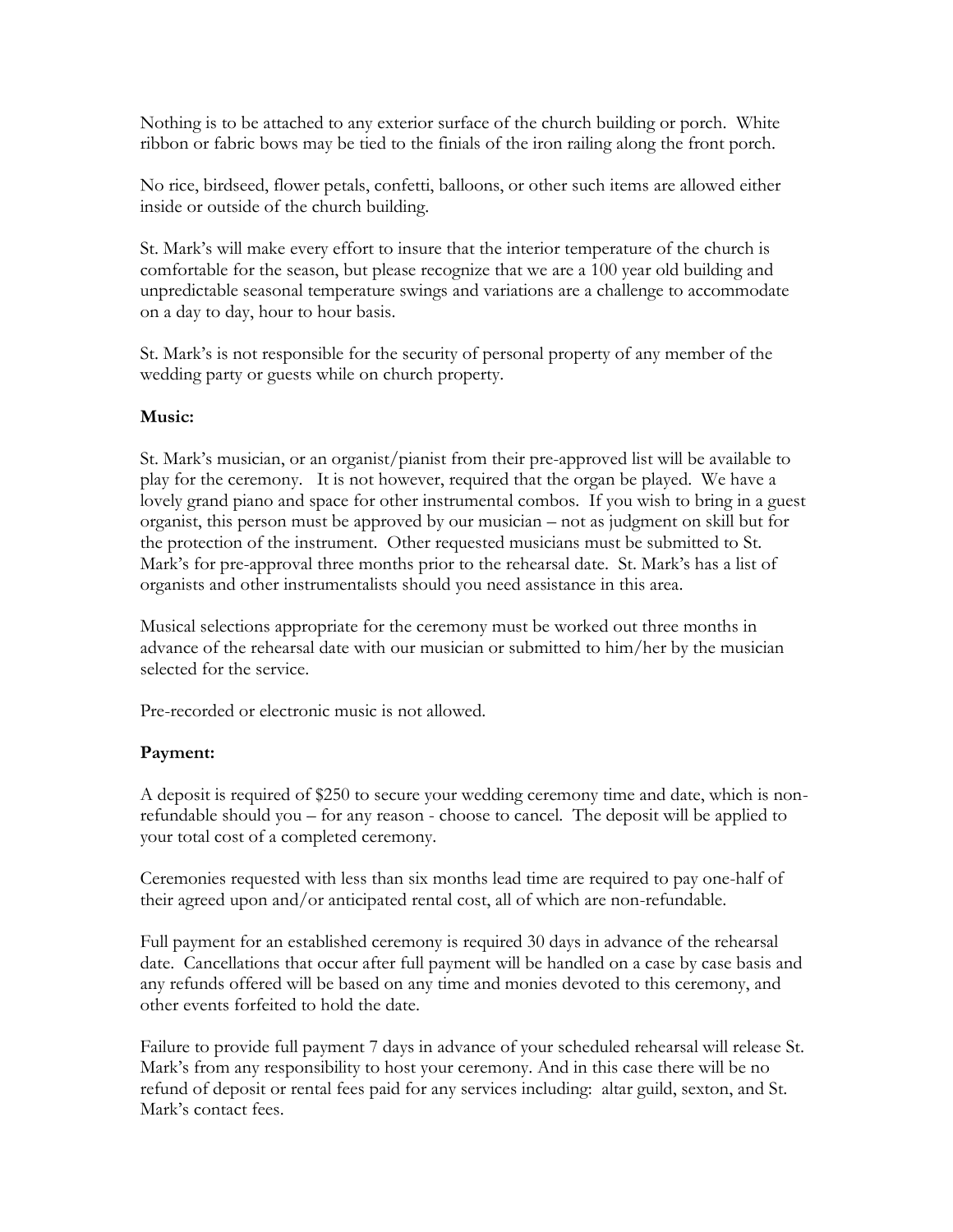Nothing is to be attached to any exterior surface of the church building or porch. White ribbon or fabric bows may be tied to the finials of the iron railing along the front porch.

No rice, birdseed, flower petals, confetti, balloons, or other such items are allowed either inside or outside of the church building.

St. Mark's will make every effort to insure that the interior temperature of the church is comfortable for the season, but please recognize that we are a 100 year old building and unpredictable seasonal temperature swings and variations are a challenge to accommodate on a day to day, hour to hour basis.

St. Mark's is not responsible for the security of personal property of any member of the wedding party or guests while on church property.

**Music:**

St. Mark's musician, or an organist/pianist from their pre-approved list will be available to play for the ceremony. It is not however, required that the organ be played. We have a lovely grand piano and space for other instrumental combos. If you wish to bring in a guest organist, this person must be approved by our musician – not as judgment on skill but for the protection of the instrument. Other requested musicians must be submitted to St. Mark's for pre-approval three months prior to the rehearsal date. St. Mark's has a list of organists and other instrumentalists should you need assistance in this area.

Musical selections appropriate for the ceremony must be worked out three months in advance of the rehearsal date with our musician or submitted to him/her by the musician selected for the service.

Pre-recorded or electronic music is not allowed.

**Payment:**

A deposit is required of $250 to secure your wedding ceremony time and date, which is non-refundable should you – for any reason - choose to cancel. The deposit will be applied to your total cost of a completed ceremony.

Ceremonies requested with less than six months lead time are required to pay one-half of their agreed upon and/or anticipated rental cost, all of which are non-refundable.

Full payment for an established ceremony is required 30 days in advance of the rehearsal date. Cancellations that occur after full payment will be handled on a case by case basis and any refunds offered will be based on any time and monies devoted to this ceremony, and other events forfeited to hold the date.

Failure to provide full payment 7 days in advance of your scheduled rehearsal will release St. Mark's from any responsibility to host your ceremony. And in this case there will be no refund of deposit or rental fees paid for any services including: altar guild, sexton, and St. Mark's contact fees.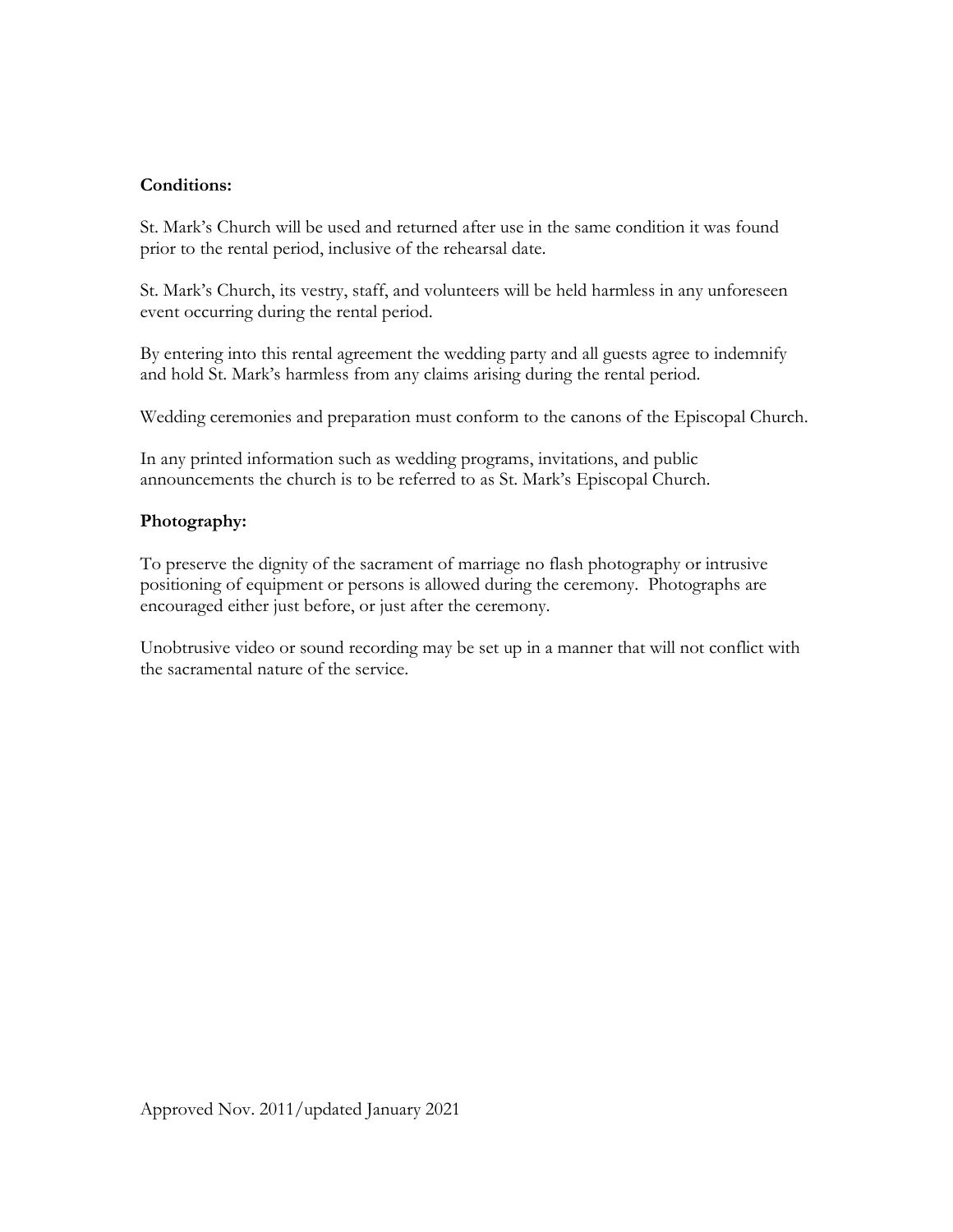**Conditions:**

St. Mark's Church will be used and returned after use in the same condition it was found prior to the rental period, inclusive of the rehearsal date.

St. Mark's Church, its vestry, staff, and volunteers will be held harmless in any unforeseen event occurring during the rental period.

By entering into this rental agreement the wedding party and all guests agree to indemnify and hold St. Mark's harmless from any claims arising during the rental period.

Wedding ceremonies and preparation must conform to the canons of the Episcopal Church.

In any printed information such as wedding programs, invitations, and public announcements the church is to be referred to as St. Mark's Episcopal Church.

**Photography:**

To preserve the dignity of the sacrament of marriage no flash photography or intrusive positioning of equipment or persons is allowed during the ceremony. Photographs are encouraged either just before, or just after the ceremony.

Unobtrusive video or sound recording may be set up in a manner that will not conflict with the sacramental nature of the service.

Approved Nov. 2011/updated January 2021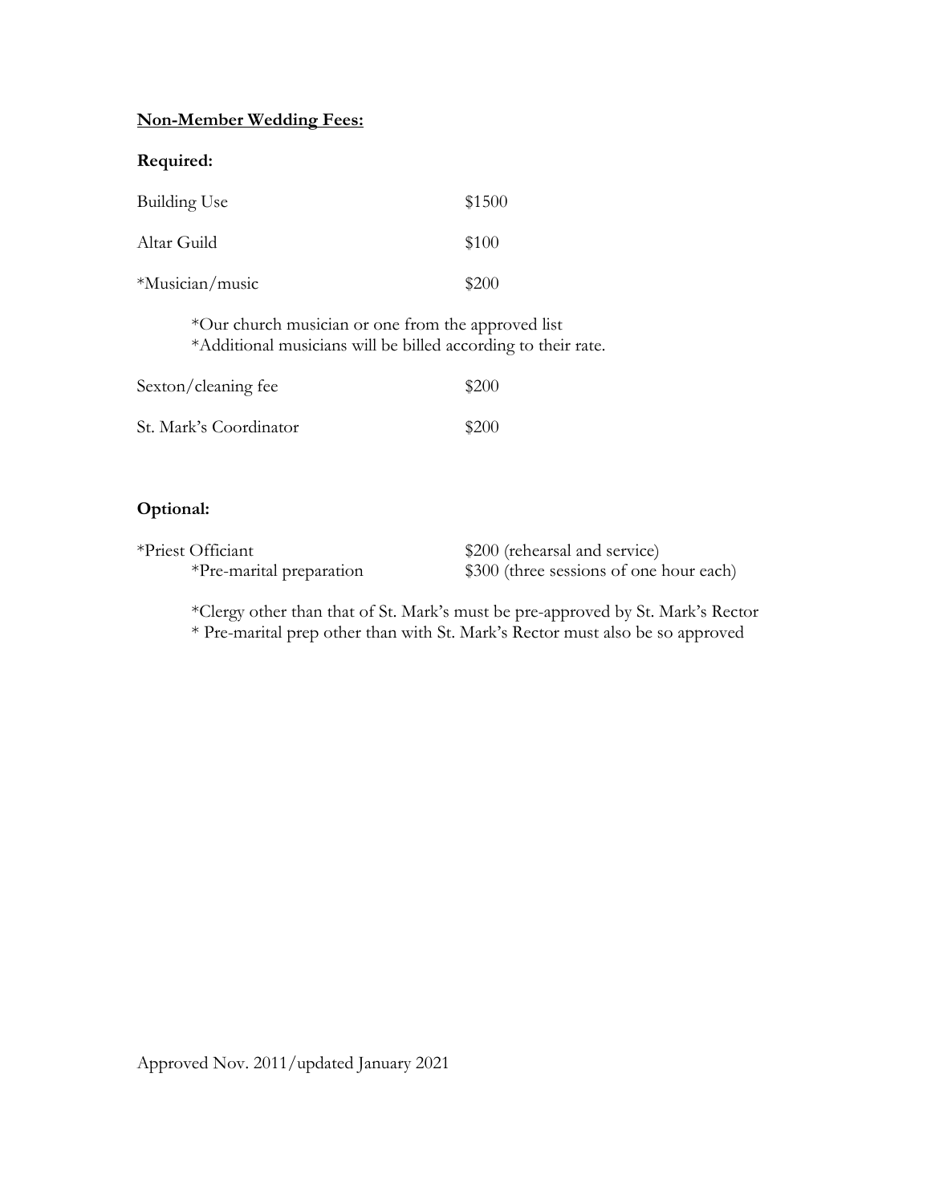**Non-Member Wedding Fees:**

**Required:**

| | |
|---|---|
| Building Use | $1500 |
| Altar Guild | $100 |
| *Musician/music | $200 |

*Our church musician or one from the approved list
*Additional musicians will be billed according to their rate.

| | |
|---|---|
| Sexton/cleaning fee | $200 |
| St. Mark's Coordinator | $200 |

**Optional:**

| | |
|---|---|
| *Priest Officiant | $200 (rehearsal and service) |
| *Pre-marital preparation | $300 (three sessions of one hour each) |

*Clergy other than that of St. Mark's must be pre-approved by St. Mark's Rector
* Pre-marital prep other than with St. Mark's Rector must also be so approved

Approved Nov. 2011/updated January 2021